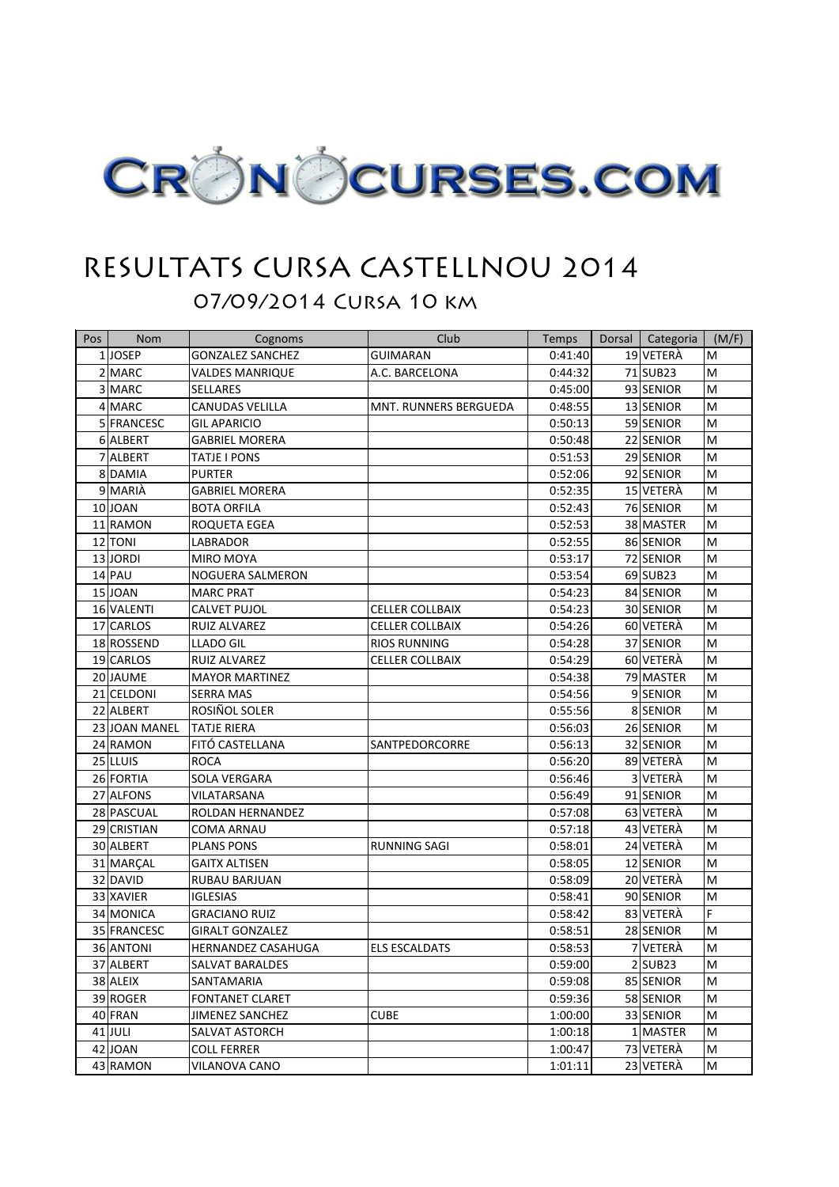# CRONOCURSES.COM

# RESULTATS CURSA CASTELLNOU 2014

## 07/09/2014 Cursa 10 km

| Pos | Nom | Cognoms | Club | Temps | Dorsal | Categoria | (M/F) |
|---|---|---|---|---|---|---|---|
| 1 | JOSEP | GONZALEZ SANCHEZ | GUIMARAN | 0:41:40 | 19 | VETERÀ | M |
| 2 | MARC | VALDES MANRIQUE | A.C. BARCELONA | 0:44:32 | 71 | SUB23 | M |
| 3 | MARC | SELLARES | | 0:45:00 | 93 | SENIOR | M |
| 4 | MARC | CANUDAS VELILLA | MNT. RUNNERS BERGUEDA | 0:48:55 | 13 | SENIOR | M |
| 5 | FRANCESC | GIL APARICIO | | 0:50:13 | 59 | SENIOR | M |
| 6 | ALBERT | GABRIEL MORERA | | 0:50:48 | 22 | SENIOR | M |
| 7 | ALBERT | TATJE I PONS | | 0:51:53 | 29 | SENIOR | M |
| 8 | DAMIA | PURTER | | 0:52:06 | 92 | SENIOR | M |
| 9 | MARIÀ | GABRIEL MORERA | | 0:52:35 | 15 | VETERÀ | M |
| 10 | JOAN | BOTA ORFILA | | 0:52:43 | 76 | SENIOR | M |
| 11 | RAMON | ROQUETA EGEA | | 0:52:53 | 38 | MASTER | M |
| 12 | TONI | LABRADOR | | 0:52:55 | 86 | SENIOR | M |
| 13 | JORDI | MIRO MOYA | | 0:53:17 | 72 | SENIOR | M |
| 14 | PAU | NOGUERA SALMERON | | 0:53:54 | 69 | SUB23 | M |
| 15 | JOAN | MARC PRAT | | 0:54:23 | 84 | SENIOR | M |
| 16 | VALENTI | CALVET PUJOL | CELLER COLLBAIX | 0:54:23 | 30 | SENIOR | M |
| 17 | CARLOS | RUIZ ALVAREZ | CELLER COLLBAIX | 0:54:26 | 60 | VETERÀ | M |
| 18 | ROSSEND | LLADO GIL | RIOS RUNNING | 0:54:28 | 37 | SENIOR | M |
| 19 | CARLOS | RUIZ ALVAREZ | CELLER COLLBAIX | 0:54:29 | 60 | VETERÀ | M |
| 20 | JAUME | MAYOR MARTINEZ | | 0:54:38 | 79 | MASTER | M |
| 21 | CELDONI | SERRA MAS | | 0:54:56 | 9 | SENIOR | M |
| 22 | ALBERT | ROSIÑOL SOLER | | 0:55:56 | 8 | SENIOR | M |
| 23 | JOAN MANEL | TATJE RIERA | | 0:56:03 | 26 | SENIOR | M |
| 24 | RAMON | FITÓ CASTELLANA | SANTPEDORCORRE | 0:56:13 | 32 | SENIOR | M |
| 25 | LLUIS | ROCA | | 0:56:20 | 89 | VETERÀ | M |
| 26 | FORTIA | SOLA VERGARA | | 0:56:46 | 3 | VETERÀ | M |
| 27 | ALFONS | VILATARSANA | | 0:56:49 | 91 | SENIOR | M |
| 28 | PASCUAL | ROLDAN HERNANDEZ | | 0:57:08 | 63 | VETERÀ | M |
| 29 | CRISTIAN | COMA ARNAU | | 0:57:18 | 43 | VETERÀ | M |
| 30 | ALBERT | PLANS PONS | RUNNING SAGI | 0:58:01 | 24 | VETERÀ | M |
| 31 | MARÇAL | GAITX ALTISEN | | 0:58:05 | 12 | SENIOR | M |
| 32 | DAVID | RUBAU BARJUAN | | 0:58:09 | 20 | VETERÀ | M |
| 33 | XAVIER | IGLESIAS | | 0:58:41 | 90 | SENIOR | M |
| 34 | MONICA | GRACIANO RUIZ | | 0:58:42 | 83 | VETERÀ | F |
| 35 | FRANCESC | GIRALT GONZALEZ | | 0:58:51 | 28 | SENIOR | M |
| 36 | ANTONI | HERNANDEZ CASAHUGA | ELS ESCALDATS | 0:58:53 | 7 | VETERÀ | M |
| 37 | ALBERT | SALVAT BARALDES | | 0:59:00 | 2 | SUB23 | M |
| 38 | ALEIX | SANTAMARIA | | 0:59:08 | 85 | SENIOR | M |
| 39 | ROGER | FONTANET CLARET | | 0:59:36 | 58 | SENIOR | M |
| 40 | FRAN | JIMENEZ SANCHEZ | CUBE | 1:00:00 | 33 | SENIOR | M |
| 41 | JULI | SALVAT ASTORCH | | 1:00:18 | 1 | MASTER | M |
| 42 | JOAN | COLL FERRER | | 1:00:47 | 73 | VETERÀ | M |
| 43 | RAMON | VILANOVA CANO | | 1:01:11 | 23 | VETERÀ | M |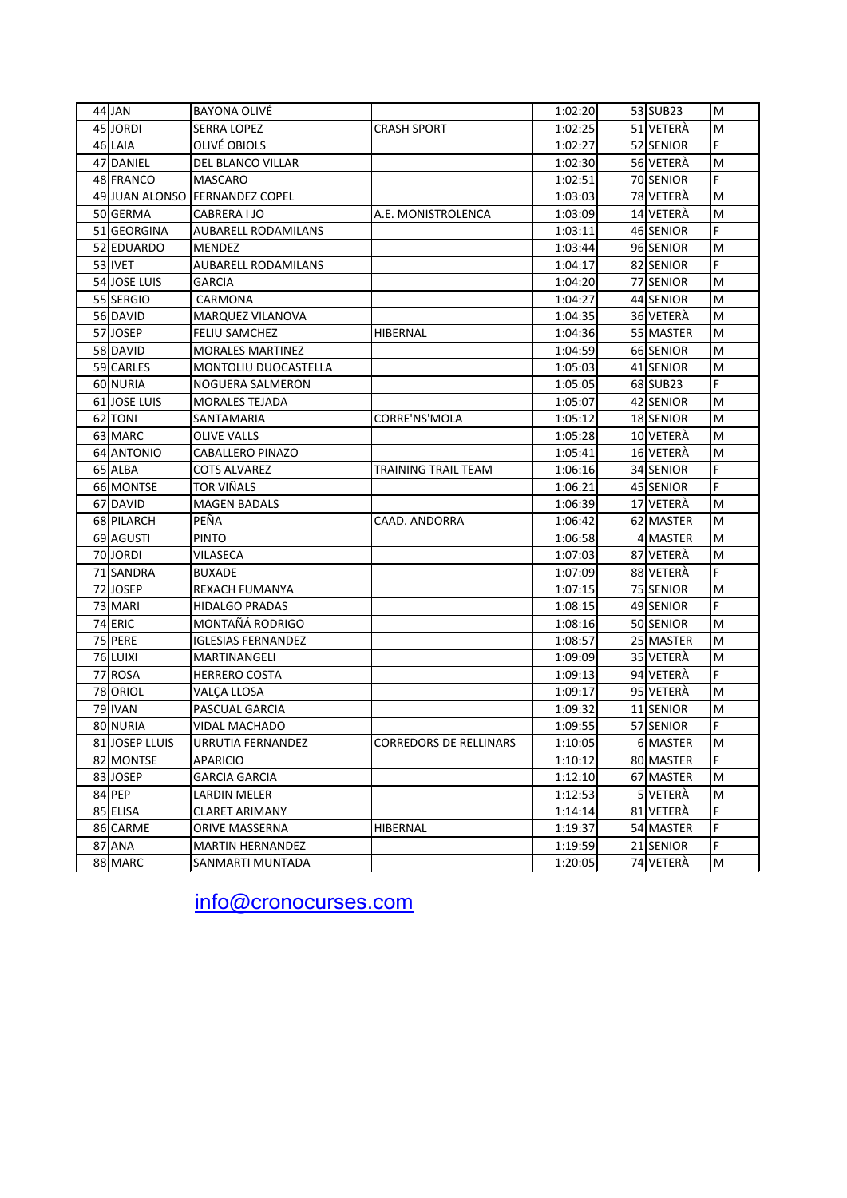| | | | | | | | |
|---|---|---|---|---|---|---|---|
| 44 | JAN | BAYONA OLIVÉ | | 1:02:20 | 53 | SUB23 | M |
| 45 | JORDI | SERRA LOPEZ | CRASH SPORT | 1:02:25 | 51 | VETERÀ | M |
| 46 | LAIA | OLIVÉ OBIOLS | | 1:02:27 | 52 | SENIOR | F |
| 47 | DANIEL | DEL BLANCO VILLAR | | 1:02:30 | 56 | VETERÀ | M |
| 48 | FRANCO | MASCARO | | 1:02:51 | 70 | SENIOR | F |
| 49 | JUAN ALONSO | FERNANDEZ COPEL | | 1:03:03 | 78 | VETERÀ | M |
| 50 | GERMA | CABRERA I JO | A.E. MONISTROLENCA | 1:03:09 | 14 | VETERÀ | M |
| 51 | GEORGINA | AUBARELL RODAMILANS | | 1:03:11 | 46 | SENIOR | F |
| 52 | EDUARDO | MENDEZ | | 1:03:44 | 96 | SENIOR | M |
| 53 | IVET | AUBARELL RODAMILANS | | 1:04:17 | 82 | SENIOR | F |
| 54 | JOSE LUIS | GARCIA | | 1:04:20 | 77 | SENIOR | M |
| 55 | SERGIO | CARMONA | | 1:04:27 | 44 | SENIOR | M |
| 56 | DAVID | MARQUEZ VILANOVA | | 1:04:35 | 36 | VETERÀ | M |
| 57 | JOSEP | FELIU SAMCHEZ | HIBERNAL | 1:04:36 | 55 | MASTER | M |
| 58 | DAVID | MORALES MARTINEZ | | 1:04:59 | 66 | SENIOR | M |
| 59 | CARLES | MONTOLIU DUOCASTELLA | | 1:05:03 | 41 | SENIOR | M |
| 60 | NURIA | NOGUERA SALMERON | | 1:05:05 | 68 | SUB23 | F |
| 61 | JOSE LUIS | MORALES TEJADA | | 1:05:07 | 42 | SENIOR | M |
| 62 | TONI | SANTAMARIA | CORRE'NS'MOLA | 1:05:12 | 18 | SENIOR | M |
| 63 | MARC | OLIVE VALLS | | 1:05:28 | 10 | VETERÀ | M |
| 64 | ANTONIO | CABALLERO PINAZO | | 1:05:41 | 16 | VETERÀ | M |
| 65 | ALBA | COTS ALVAREZ | TRAINING TRAIL TEAM | 1:06:16 | 34 | SENIOR | F |
| 66 | MONTSE | TOR VIÑALS | | 1:06:21 | 45 | SENIOR | F |
| 67 | DAVID | MAGEN BADALS | | 1:06:39 | 17 | VETERÀ | M |
| 68 | PILARCH | PEÑA | CAAD. ANDORRA | 1:06:42 | 62 | MASTER | M |
| 69 | AGUSTI | PINTO | | 1:06:58 | 4 | MASTER | M |
| 70 | JORDI | VILASECA | | 1:07:03 | 87 | VETERÀ | M |
| 71 | SANDRA | BUXADE | | 1:07:09 | 88 | VETERÀ | F |
| 72 | JOSEP | REXACH FUMANYA | | 1:07:15 | 75 | SENIOR | M |
| 73 | MARI | HIDALGO PRADAS | | 1:08:15 | 49 | SENIOR | F |
| 74 | ERIC | MONTAÑÁ RODRIGO | | 1:08:16 | 50 | SENIOR | M |
| 75 | PERE | IGLESIAS FERNANDEZ | | 1:08:57 | 25 | MASTER | M |
| 76 | LUIXI | MARTINANGELI | | 1:09:09 | 35 | VETERÀ | M |
| 77 | ROSA | HERRERO COSTA | | 1:09:13 | 94 | VETERÀ | F |
| 78 | ORIOL | VALÇA LLOSA | | 1:09:17 | 95 | VETERÀ | M |
| 79 | IVAN | PASCUAL GARCIA | | 1:09:32 | 11 | SENIOR | M |
| 80 | NURIA | VIDAL MACHADO | | 1:09:55 | 57 | SENIOR | F |
| 81 | JOSEP LLUIS | URRUTIA FERNANDEZ | CORREDORS DE RELLINARS | 1:10:05 | 6 | MASTER | M |
| 82 | MONTSE | APARICIO | | 1:10:12 | 80 | MASTER | F |
| 83 | JOSEP | GARCIA GARCIA | | 1:12:10 | 67 | MASTER | M |
| 84 | PEP | LARDIN MELER | | 1:12:53 | 5 | VETERÀ | M |
| 85 | ELISA | CLARET ARIMANY | | 1:14:14 | 81 | VETERÀ | F |
| 86 | CARME | ORIVE MASSERNA | HIBERNAL | 1:19:37 | 54 | MASTER | F |
| 87 | ANA | MARTIN HERNANDEZ | | 1:19:59 | 21 | SENIOR | F |
| 88 | MARC | SANMARTI MUNTADA | | 1:20:05 | 74 | VETERÀ | M |

info@cronocurses.com